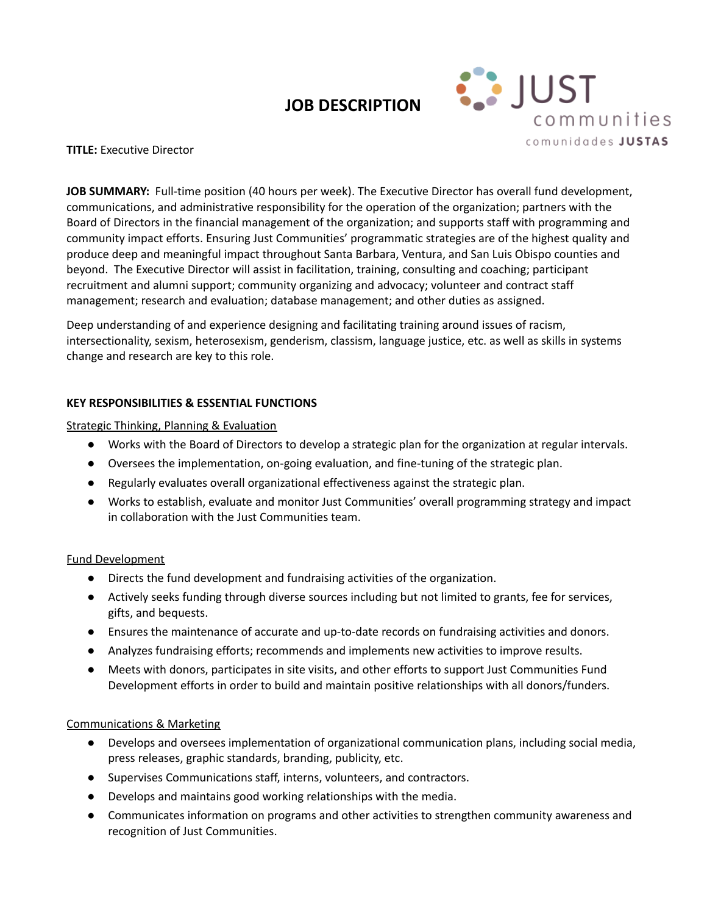# JOB DESCRIPTION

JUST communities
comunidades **JUSTAS**

**TITLE:** Executive Director

**JOB SUMMARY:** Full-time position (40 hours per week). The Executive Director has overall fund development, communications, and administrative responsibility for the operation of the organization; partners with the Board of Directors in the financial management of the organization; and supports staff with programming and community impact efforts. Ensuring Just Communities' programmatic strategies are of the highest quality and produce deep and meaningful impact throughout Santa Barbara, Ventura, and San Luis Obispo counties and beyond. The Executive Director will assist in facilitation, training, consulting and coaching; participant recruitment and alumni support; community organizing and advocacy; volunteer and contract staff management; research and evaluation; database management; and other duties as assigned.

Deep understanding of and experience designing and facilitating training around issues of racism, intersectionality, sexism, heterosexism, genderism, classism, language justice, etc. as well as skills in systems change and research are key to this role.

## KEY RESPONSIBILITIES & ESSENTIAL FUNCTIONS

### Strategic Thinking, Planning & Evaluation

- Works with the Board of Directors to develop a strategic plan for the organization at regular intervals.
- Oversees the implementation, on-going evaluation, and fine-tuning of the strategic plan.
- Regularly evaluates overall organizational effectiveness against the strategic plan.
- Works to establish, evaluate and monitor Just Communities' overall programming strategy and impact in collaboration with the Just Communities team.

### Fund Development

- Directs the fund development and fundraising activities of the organization.
- Actively seeks funding through diverse sources including but not limited to grants, fee for services, gifts, and bequests.
- Ensures the maintenance of accurate and up-to-date records on fundraising activities and donors.
- Analyzes fundraising efforts; recommends and implements new activities to improve results.
- Meets with donors, participates in site visits, and other efforts to support Just Communities Fund Development efforts in order to build and maintain positive relationships with all donors/funders.

### Communications & Marketing

- Develops and oversees implementation of organizational communication plans, including social media, press releases, graphic standards, branding, publicity, etc.
- Supervises Communications staff, interns, volunteers, and contractors.
- Develops and maintains good working relationships with the media.
- Communicates information on programs and other activities to strengthen community awareness and recognition of Just Communities.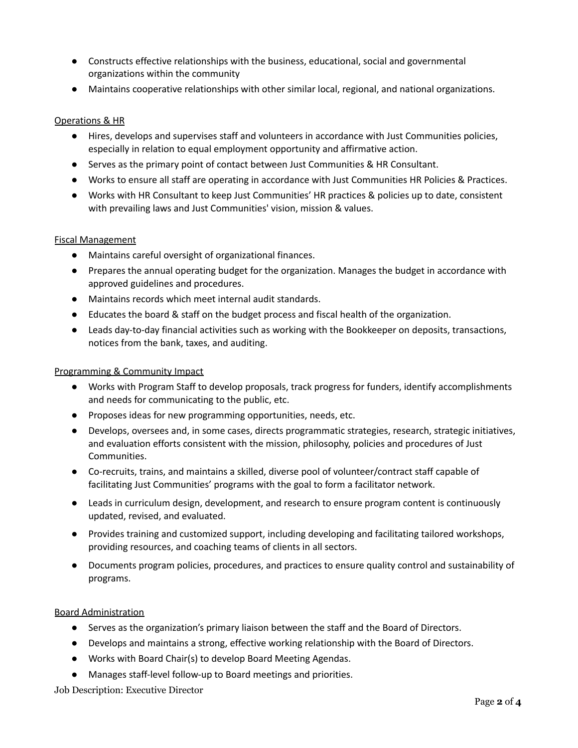- Constructs effective relationships with the business, educational, social and governmental organizations within the community
- Maintains cooperative relationships with other similar local, regional, and national organizations.

Operations & HR

- Hires, develops and supervises staff and volunteers in accordance with Just Communities policies, especially in relation to equal employment opportunity and affirmative action.
- Serves as the primary point of contact between Just Communities & HR Consultant.
- Works to ensure all staff are operating in accordance with Just Communities HR Policies & Practices.
- Works with HR Consultant to keep Just Communities' HR practices & policies up to date, consistent with prevailing laws and Just Communities' vision, mission & values.

Fiscal Management

- Maintains careful oversight of organizational finances.
- Prepares the annual operating budget for the organization. Manages the budget in accordance with approved guidelines and procedures.
- Maintains records which meet internal audit standards.
- Educates the board & staff on the budget process and fiscal health of the organization.
- Leads day-to-day financial activities such as working with the Bookkeeper on deposits, transactions, notices from the bank, taxes, and auditing.

Programming & Community Impact

- Works with Program Staff to develop proposals, track progress for funders, identify accomplishments and needs for communicating to the public, etc.
- Proposes ideas for new programming opportunities, needs, etc.
- Develops, oversees and, in some cases, directs programmatic strategies, research, strategic initiatives, and evaluation efforts consistent with the mission, philosophy, policies and procedures of Just Communities.
- Co-recruits, trains, and maintains a skilled, diverse pool of volunteer/contract staff capable of facilitating Just Communities' programs with the goal to form a facilitator network.
- Leads in curriculum design, development, and research to ensure program content is continuously updated, revised, and evaluated.
- Provides training and customized support, including developing and facilitating tailored workshops, providing resources, and coaching teams of clients in all sectors.
- Documents program policies, procedures, and practices to ensure quality control and sustainability of programs.

Board Administration

- Serves as the organization's primary liaison between the staff and the Board of Directors.
- Develops and maintains a strong, effective working relationship with the Board of Directors.
- Works with Board Chair(s) to develop Board Meeting Agendas.
- Manages staff-level follow-up to Board meetings and priorities.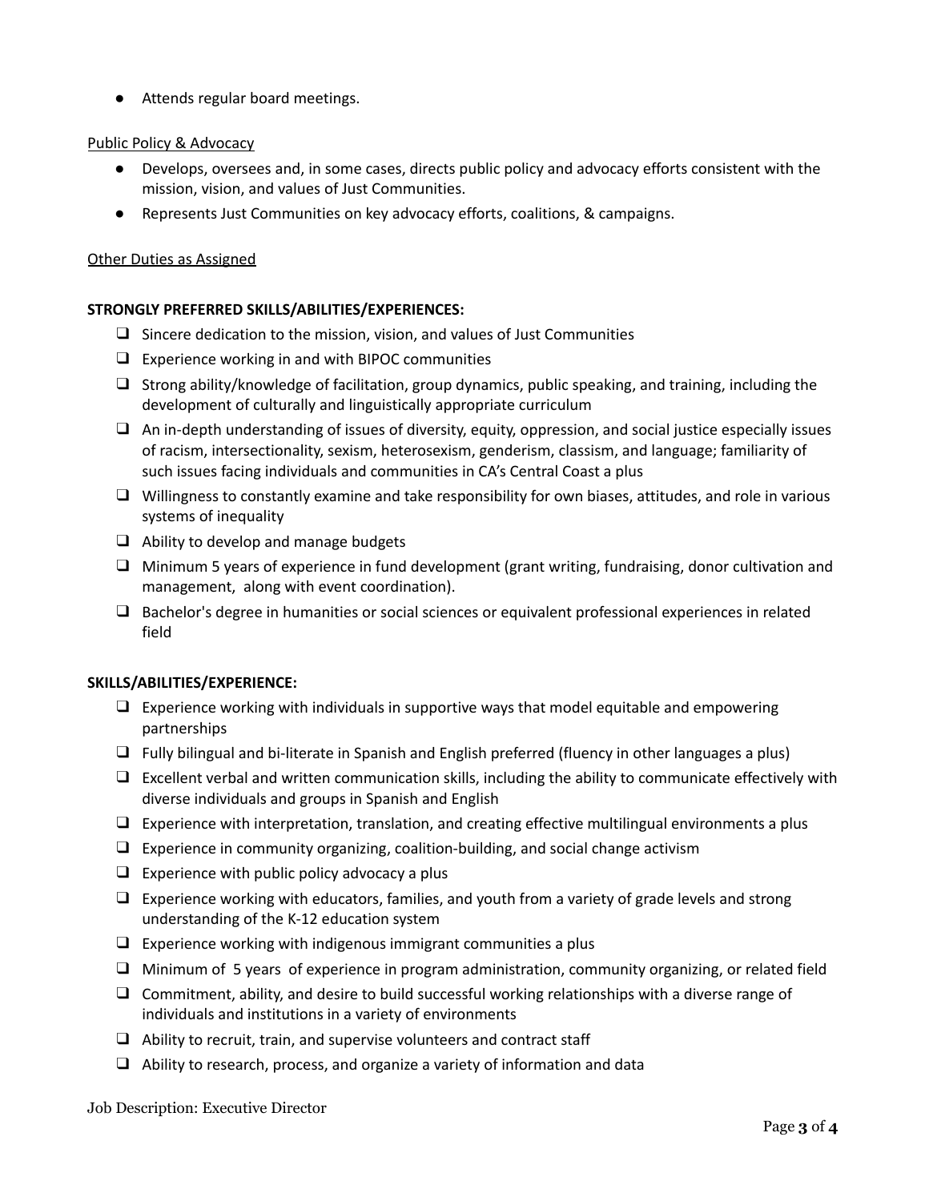- Attends regular board meetings.

Public Policy & Advocacy

- Develops, oversees and, in some cases, directs public policy and advocacy efforts consistent with the mission, vision, and values of Just Communities.
- Represents Just Communities on key advocacy efforts, coalitions, & campaigns.

Other Duties as Assigned

**STRONGLY PREFERRED SKILLS/ABILITIES/EXPERIENCES:**

- Sincere dedication to the mission, vision, and values of Just Communities
- Experience working in and with BIPOC communities
- Strong ability/knowledge of facilitation, group dynamics, public speaking, and training, including the development of culturally and linguistically appropriate curriculum
- An in-depth understanding of issues of diversity, equity, oppression, and social justice especially issues of racism, intersectionality, sexism, heterosexism, genderism, classism, and language; familiarity of such issues facing individuals and communities in CA's Central Coast a plus
- Willingness to constantly examine and take responsibility for own biases, attitudes, and role in various systems of inequality
- Ability to develop and manage budgets
- Minimum 5 years of experience in fund development (grant writing, fundraising, donor cultivation and management, along with event coordination).
- Bachelor's degree in humanities or social sciences or equivalent professional experiences in related field

**SKILLS/ABILITIES/EXPERIENCE:**

- Experience working with individuals in supportive ways that model equitable and empowering partnerships
- Fully bilingual and bi-literate in Spanish and English preferred (fluency in other languages a plus)
- Excellent verbal and written communication skills, including the ability to communicate effectively with diverse individuals and groups in Spanish and English
- Experience with interpretation, translation, and creating effective multilingual environments a plus
- Experience in community organizing, coalition-building, and social change activism
- Experience with public policy advocacy a plus
- Experience working with educators, families, and youth from a variety of grade levels and strong understanding of the K-12 education system
- Experience working with indigenous immigrant communities a plus
- Minimum of 5 years of experience in program administration, community organizing, or related field
- Commitment, ability, and desire to build successful working relationships with a diverse range of individuals and institutions in a variety of environments
- Ability to recruit, train, and supervise volunteers and contract staff
- Ability to research, process, and organize a variety of information and data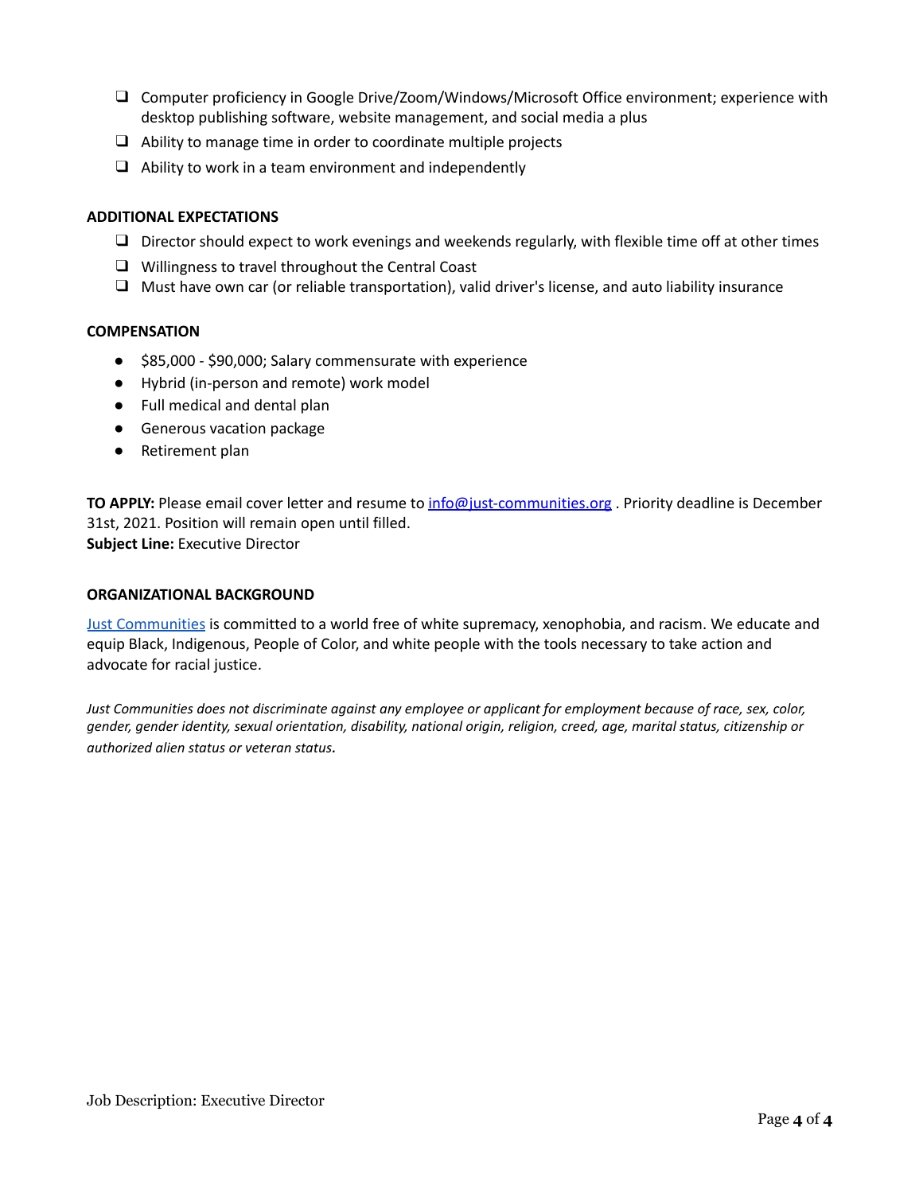- ❑ Computer proficiency in Google Drive/Zoom/Windows/Microsoft Office environment; experience with desktop publishing software, website management, and social media a plus
- ❑ Ability to manage time in order to coordinate multiple projects
- ❑ Ability to work in a team environment and independently

**ADDITIONAL EXPECTATIONS**

- ❑ Director should expect to work evenings and weekends regularly, with flexible time off at other times
- ❑ Willingness to travel throughout the Central Coast
- ❑ Must have own car (or reliable transportation), valid driver's license, and auto liability insurance

**COMPENSATION**

- $85,000 - $90,000; Salary commensurate with experience
- Hybrid (in-person and remote) work model
- Full medical and dental plan
- Generous vacation package
- Retirement plan

**TO APPLY:** Please email cover letter and resume to [info@just-communities.org](mailto:info@just-communities.org) . Priority deadline is December 31st, 2021. Position will remain open until filled.
**Subject Line:** Executive Director

**ORGANIZATIONAL BACKGROUND**

[Just Communities](#) is committed to a world free of white supremacy, xenophobia, and racism. We educate and equip Black, Indigenous, People of Color, and white people with the tools necessary to take action and advocate for racial justice.

*Just Communities does not discriminate against any employee or applicant for employment because of race, sex, color, gender, gender identity, sexual orientation, disability, national origin, religion, creed, age, marital status, citizenship or authorized alien status or veteran status.*